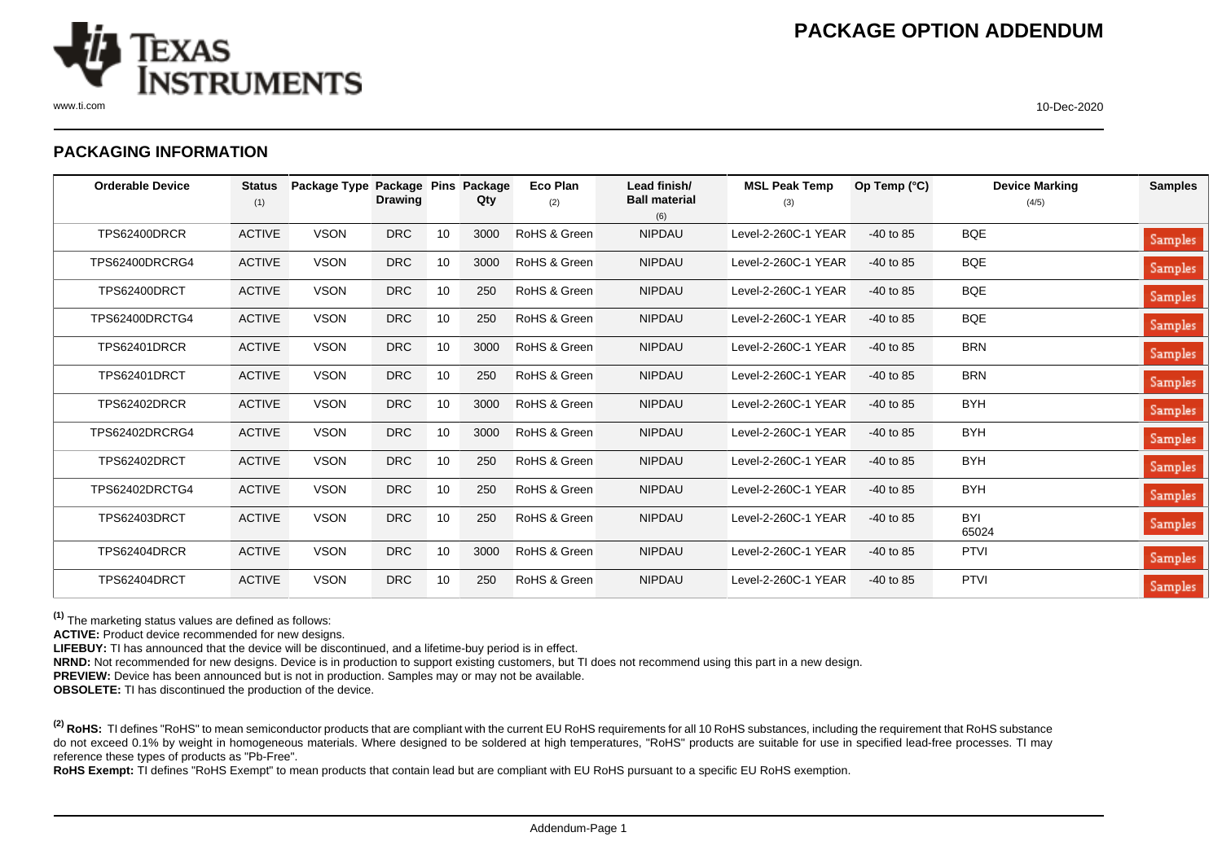# PACKAGE OPTION ADDENDUM

## PACKAGING INFORMATION

| Orderable Device | Status (1) | Package Type | Package Drawing | Pins | Package Qty | Eco Plan (2) | Lead finish/ Ball material (6) | MSL Peak Temp (3) | Op Temp (°C) | Device Marking (4/5) | Samples |
|---|---|---|---|---|---|---|---|---|---|---|---|
| TPS62400DRCR | ACTIVE | VSON | DRC | 10 | 3000 | RoHS & Green | NIPDAU | Level-2-260C-1 YEAR | -40 to 85 | BQE | Samples |
| TPS62400DRCRG4 | ACTIVE | VSON | DRC | 10 | 3000 | RoHS & Green | NIPDAU | Level-2-260C-1 YEAR | -40 to 85 | BQE | Samples |
| TPS62400DRCT | ACTIVE | VSON | DRC | 10 | 250 | RoHS & Green | NIPDAU | Level-2-260C-1 YEAR | -40 to 85 | BQE | Samples |
| TPS62400DRCTG4 | ACTIVE | VSON | DRC | 10 | 250 | RoHS & Green | NIPDAU | Level-2-260C-1 YEAR | -40 to 85 | BQE | Samples |
| TPS62401DRCR | ACTIVE | VSON | DRC | 10 | 3000 | RoHS & Green | NIPDAU | Level-2-260C-1 YEAR | -40 to 85 | BRN | Samples |
| TPS62401DRCT | ACTIVE | VSON | DRC | 10 | 250 | RoHS & Green | NIPDAU | Level-2-260C-1 YEAR | -40 to 85 | BRN | Samples |
| TPS62402DRCR | ACTIVE | VSON | DRC | 10 | 3000 | RoHS & Green | NIPDAU | Level-2-260C-1 YEAR | -40 to 85 | BYH | Samples |
| TPS62402DRCRG4 | ACTIVE | VSON | DRC | 10 | 3000 | RoHS & Green | NIPDAU | Level-2-260C-1 YEAR | -40 to 85 | BYH | Samples |
| TPS62402DRCT | ACTIVE | VSON | DRC | 10 | 250 | RoHS & Green | NIPDAU | Level-2-260C-1 YEAR | -40 to 85 | BYH | Samples |
| TPS62402DRCTG4 | ACTIVE | VSON | DRC | 10 | 250 | RoHS & Green | NIPDAU | Level-2-260C-1 YEAR | -40 to 85 | BYH | Samples |
| TPS62403DRCT | ACTIVE | VSON | DRC | 10 | 250 | RoHS & Green | NIPDAU | Level-2-260C-1 YEAR | -40 to 85 | BYI 65024 | Samples |
| TPS62404DRCR | ACTIVE | VSON | DRC | 10 | 3000 | RoHS & Green | NIPDAU | Level-2-260C-1 YEAR | -40 to 85 | PTVI | Samples |
| TPS62404DRCT | ACTIVE | VSON | DRC | 10 | 250 | RoHS & Green | NIPDAU | Level-2-260C-1 YEAR | -40 to 85 | PTVI | Samples |

[1] The marketing status values are defined as follows:
**ACTIVE:** Product device recommended for new designs.
**LIFEBUY:** TI has announced that the device will be discontinued, and a lifetime-buy period is in effect.
**NRND:** Not recommended for new designs. Device is in production to support existing customers, but TI does not recommend using this part in a new design.
**PREVIEW:** Device has been announced but is not in production. Samples may or may not be available.
**OBSOLETE:** TI has discontinued the production of the device.

[2] **RoHS:** TI defines "RoHS" to mean semiconductor products that are compliant with the current EU RoHS requirements for all 10 RoHS substances, including the requirement that RoHS substance do not exceed 0.1% by weight in homogeneous materials. Where designed to be soldered at high temperatures, "RoHS" products are suitable for use in specified lead-free processes. TI may reference these types of products as "Pb-Free".
**RoHS Exempt:** TI defines "RoHS Exempt" to mean products that contain lead but are compliant with EU RoHS pursuant to a specific EU RoHS exemption.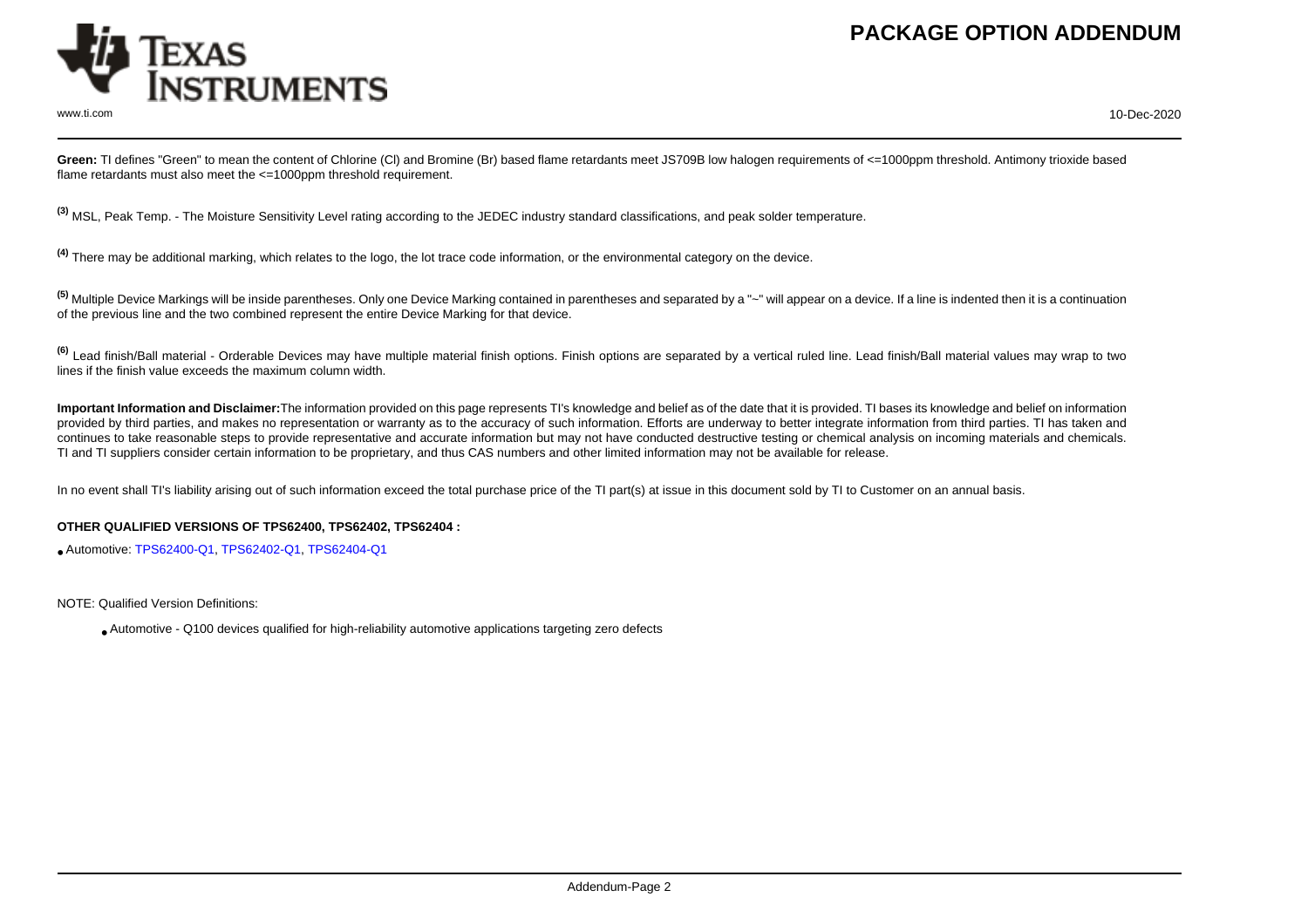**Green:** TI defines "Green" to mean the content of Chlorine (Cl) and Bromine (Br) based flame retardants meet JS709B low halogen requirements of <=1000ppm threshold. Antimony trioxide based flame retardants must also meet the <=1000ppm threshold requirement.

[3] MSL, Peak Temp. - The Moisture Sensitivity Level rating according to the JEDEC industry standard classifications, and peak solder temperature.

[4] There may be additional marking, which relates to the logo, the lot trace code information, or the environmental category on the device.

[5] Multiple Device Markings will be inside parentheses. Only one Device Marking contained in parentheses and separated by a "~" will appear on a device. If a line is indented then it is a continuation of the previous line and the two combined represent the entire Device Marking for that device.

[6] Lead finish/Ball material - Orderable Devices may have multiple material finish options. Finish options are separated by a vertical ruled line. Lead finish/Ball material values may wrap to two lines if the finish value exceeds the maximum column width.

**Important Information and Disclaimer:**The information provided on this page represents TI's knowledge and belief as of the date that it is provided. TI bases its knowledge and belief on information provided by third parties, and makes no representation or warranty as to the accuracy of such information. Efforts are underway to better integrate information from third parties. TI has taken and continues to take reasonable steps to provide representative and accurate information but may not have conducted destructive testing or chemical analysis on incoming materials and chemicals. TI and TI suppliers consider certain information to be proprietary, and thus CAS numbers and other limited information may not be available for release.

In no event shall TI's liability arising out of such information exceed the total purchase price of the TI part(s) at issue in this document sold by TI to Customer on an annual basis.

**OTHER QUALIFIED VERSIONS OF TPS62400, TPS62402, TPS62404 :**

- Automotive: TPS62400-Q1, TPS62402-Q1, TPS62404-Q1

NOTE: Qualified Version Definitions:

- Automotive - Q100 devices qualified for high-reliability automotive applications targeting zero defects